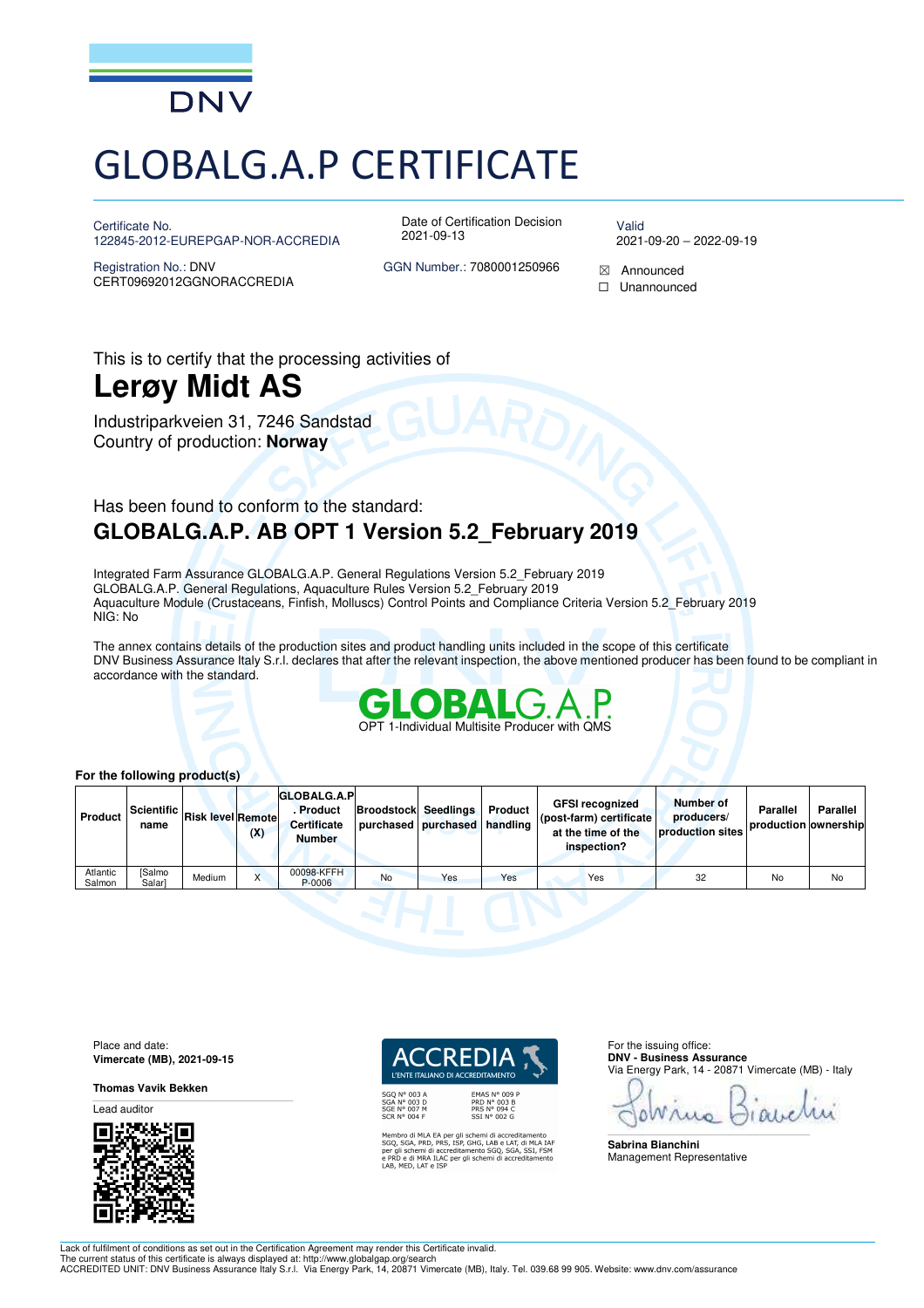DNV

# GLOBALG.A.P CERTIFICATE

Certificate No.
122845-2012-EUREPGAP-NOR-ACCREDIA

Date of Certification Decision
2021-09-13

Valid
2021-09-20 – 2022-09-19

Registration No.: DNV
CERT09692012GGNORACCREDIA

GGN Number.: 7080001250966

☒ Announced
☐ Unannounced

This is to certify that the processing activities of

## Lerøy Midt AS

Industriparkveien 31, 7246 Sandstad
Country of production: **Norway**

Has been found to conform to the standard:

### GLOBALG.A.P. AB OPT 1 Version 5.2_February 2019

Integrated Farm Assurance GLOBALG.A.P. General Regulations Version 5.2_February 2019
GLOBALG.A.P. General Regulations, Aquaculture Rules Version 5.2_February 2019
Aquaculture Module (Crustaceans, Finfish, Molluscs) Control Points and Compliance Criteria Version 5.2_February 2019
NIG: No

The annex contains details of the production sites and product handling units included in the scope of this certificate
DNV Business Assurance Italy S.r.l. declares that after the relevant inspection, the above mentioned producer has been found to be compliant in accordance with the standard.

GLOBALG.A.P.
OPT 1-Individual Multisite Producer with QMS

**For the following product(s)**

| Product | Scientific name | Risk level | Remote (X) | GLOBALG.A.P. Product Certificate Number | Broodstock purchased | Seedlings purchased | Product handling | GFSI recognized (post-farm) certificate at the time of the inspection? | Number of producers/ production sites | Parallel production | Parallel ownership |
|---|---|---|---|---|---|---|---|---|---|---|---|
| Atlantic Salmon | [Salmo Salar] | Medium | X | 00098-KFFH P-0006 | No | Yes | Yes | Yes | 32 | No | No |

Place and date:
**Vimercate (MB), 2021-09-15**

**Thomas Vavik Bekken**
Lead auditor

ACCREDIA
L'ENTE ITALIANO DI ACCREDITAMENTO

SGQ N° 003 A
SGA N° 003 D
SGE N° 007 M
SCR N° 004 F

EMAS N° 009 P
PRD N° 003 B
PRS N° 094 C
SSI N° 002 G

Membro di MLA EA per gli schemi di accreditamento SGQ, SGA, PRD, PRS, ISP, GHG, LAB e LAT, di MLA IAF per gli schemi di accreditamento SGQ, SGA, SSI, FSM e PRD e di MRA ILAC per gli schemi di accreditamento LAB, MED, LAT e ISP

For the issuing office:
**DNV - Business Assurance**
Via Energy Park, 14 - 20871 Vimercate (MB) - Italy

**Sabrina Bianchini**
Management Representative

Lack of fulfilment of conditions as set out in the Certification Agreement may render this Certificate invalid.
The current status of this certificate is always displayed at: http://www.globalgap.org/search
ACCREDITED UNIT: DNV Business Assurance Italy S.r.l. Via Energy Park, 14, 20871 Vimercate (MB), Italy. Tel. 039.68 99 905. Website: www.dnv.com/assurance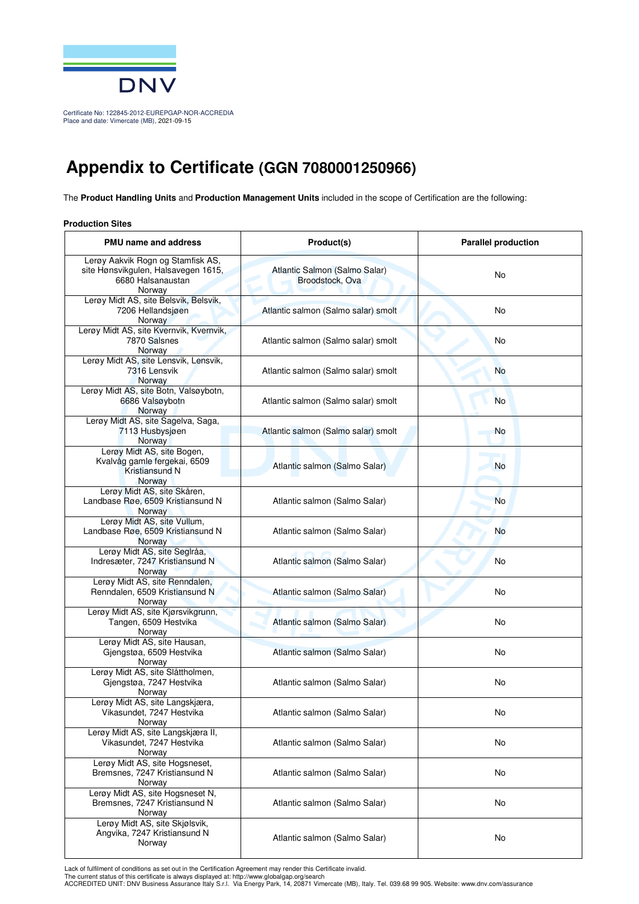Certificate No: 122845-2012-EUREPGAP-NOR-ACCREDIA
Place and date: Vimercate (MB), 2021-09-15

# Appendix to Certificate (GGN 7080001250966)

The **Product Handling Units** and **Production Management Units** included in the scope of Certification are the following:

**Production Sites**

| PMU name and address | Product(s) | Parallel production |
|---|---|---|
| Lerøy Aakvik Rogn og Stamfisk AS, site Hønsvikgulen, Halsavegen 1615, 6680 Halsanaustan Norway | Atlantic Salmon (Salmo Salar) Broodstock, Ova | No |
| Lerøy Midt AS, site Belsvik, Belsvik, 7206 Hellandsjøen Norway | Atlantic salmon (Salmo salar) smolt | No |
| Lerøy Midt AS, site Kvernvik, Kvernvik, 7870 Salsnes Norway | Atlantic salmon (Salmo salar) smolt | No |
| Lerøy Midt AS, site Lensvik, Lensvik, 7316 Lensvik Norway | Atlantic salmon (Salmo salar) smolt | No |
| Lerøy Midt AS, site Botn, Valsøybotn, 6686 Valsøybotn Norway | Atlantic salmon (Salmo salar) smolt | No |
| Lerøy Midt AS, site Sagelva, Saga, 7113 Husbysjøen Norway | Atlantic salmon (Salmo salar) smolt | No |
| Lerøy Midt AS, site Bogen, Kvalvåg gamle fergekai, 6509 Kristiansund N Norway | Atlantic salmon (Salmo Salar) | No |
| Lerøy Midt AS, site Skåren, Landbase Røe, 6509 Kristiansund N Norway | Atlantic salmon (Salmo Salar) | No |
| Lerøy Midt AS, site Vullum, Landbase Røe, 6509 Kristiansund N Norway | Atlantic salmon (Salmo Salar) | No |
| Lerøy Midt AS, site Seglråa, Indresæter, 7247 Kristiansund N Norway | Atlantic salmon (Salmo Salar) | No |
| Lerøy Midt AS, site Renndalen, Renndalen, 6509 Kristiansund N Norway | Atlantic salmon (Salmo Salar) | No |
| Lerøy Midt AS, site Kjørsvikgrunn, Tangen, 6509 Hestvika Norway | Atlantic salmon (Salmo Salar) | No |
| Lerøy Midt AS, site Hausan, Gjengstøa, 6509 Hestvika Norway | Atlantic salmon (Salmo Salar) | No |
| Lerøy Midt AS, site Slåttholmen, Gjengstøa, 7247 Hestvika Norway | Atlantic salmon (Salmo Salar) | No |
| Lerøy Midt AS, site Langskjæra, Vikasundet, 7247 Hestvika Norway | Atlantic salmon (Salmo Salar) | No |
| Lerøy Midt AS, site Langskjæra II, Vikasundet, 7247 Hestvika Norway | Atlantic salmon (Salmo Salar) | No |
| Lerøy Midt AS, site Hogsneset, Bremsnes, 7247 Kristiansund N Norway | Atlantic salmon (Salmo Salar) | No |
| Lerøy Midt AS, site Hogsneset N, Bremsnes, 7247 Kristiansund N Norway | Atlantic salmon (Salmo Salar) | No |
| Lerøy Midt AS, site Skjølsvik, Angvika, 7247 Kristiansund N Norway | Atlantic salmon (Salmo Salar) | No |

Lack of fulfilment of conditions as set out in the Certification Agreement may render this Certificate invalid.
The current status of this certificate is always displayed at: http://www.globalgap.org/search
ACCREDITED UNIT: DNV Business Assurance Italy S.r.l. Via Energy Park, 14, 20871 Vimercate (MB), Italy. Tel. 039.68 99 905. Website: www.dnv.com/assurance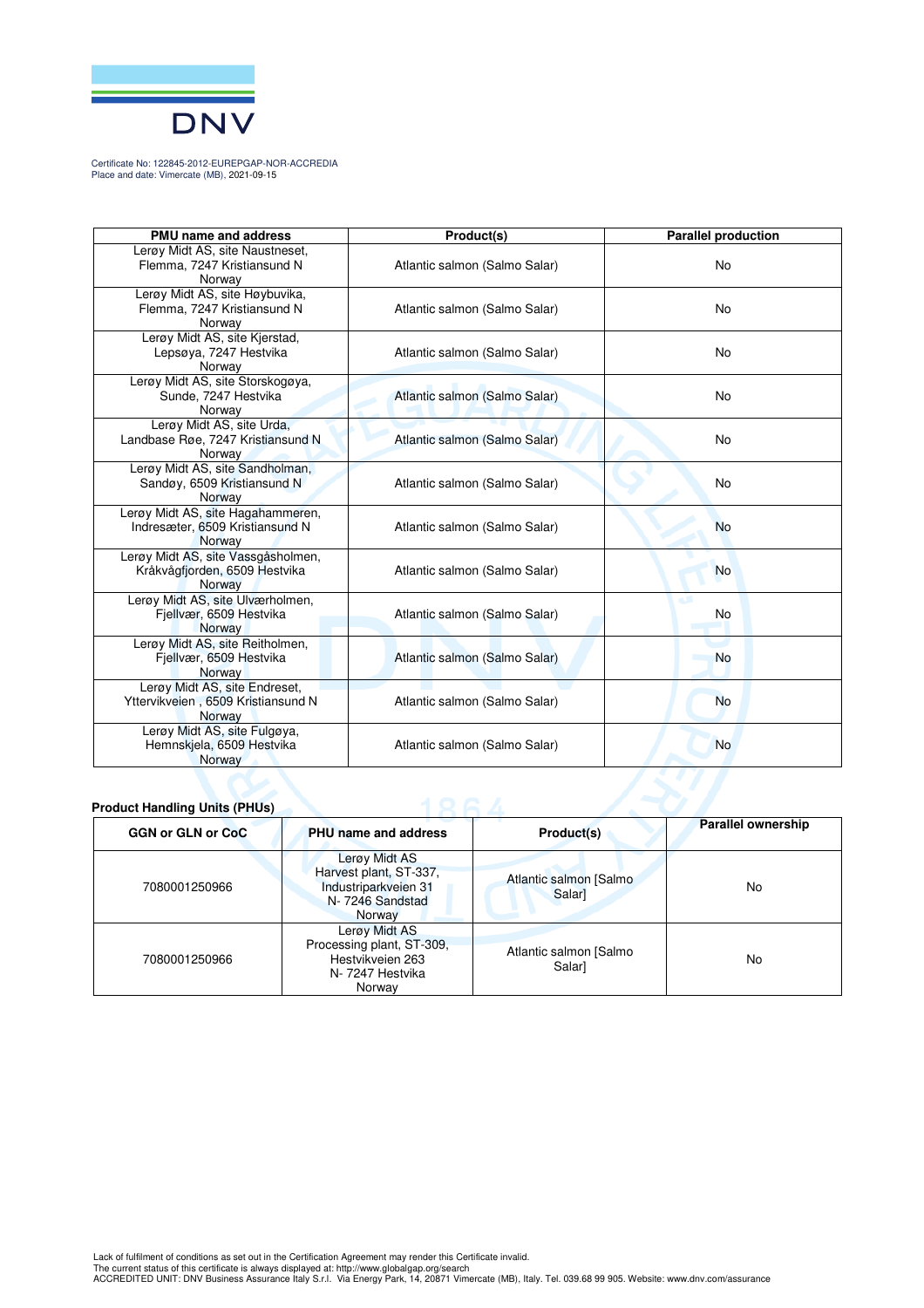Certificate No: 122845-2012-EUREPGAP-NOR-ACCREDIA
Place and date: Vimercate (MB), 2021-09-15

| PMU name and address | Product(s) | Parallel production |
|---|---|---|
| Lerøy Midt AS, site Naustneset, Flemma, 7247 Kristiansund N Norway | Atlantic salmon (Salmo Salar) | No |
| Lerøy Midt AS, site Høybuvika, Flemma, 7247 Kristiansund N Norway | Atlantic salmon (Salmo Salar) | No |
| Lerøy Midt AS, site Kjerstad, Lepsøya, 7247 Hestvika Norway | Atlantic salmon (Salmo Salar) | No |
| Lerøy Midt AS, site Storskogøya, Sunde, 7247 Hestvika Norway | Atlantic salmon (Salmo Salar) | No |
| Lerøy Midt AS, site Urda, Landbase Røe, 7247 Kristiansund N Norway | Atlantic salmon (Salmo Salar) | No |
| Lerøy Midt AS, site Sandholman, Sandøy, 6509 Kristiansund N Norway | Atlantic salmon (Salmo Salar) | No |
| Lerøy Midt AS, site Hagahammeren, Indresæter, 6509 Kristiansund N Norway | Atlantic salmon (Salmo Salar) | No |
| Lerøy Midt AS, site Vassgåsholmen, Kråkvågfjorden, 6509 Hestvika Norway | Atlantic salmon (Salmo Salar) | No |
| Lerøy Midt AS, site Ulværholmen, Fjellvær, 6509 Hestvika Norway | Atlantic salmon (Salmo Salar) | No |
| Lerøy Midt AS, site Reitholmen, Fjellvær, 6509 Hestvika Norway | Atlantic salmon (Salmo Salar) | No |
| Lerøy Midt AS, site Endreset, Yttervikveien , 6509 Kristiansund N Norway | Atlantic salmon (Salmo Salar) | No |
| Lerøy Midt AS, site Fulgøya, Hemnskjela, 6509 Hestvika Norway | Atlantic salmon (Salmo Salar) | No |

**Product Handling Units (PHUs)**

| GGN or GLN or CoC | PHU name and address | Product(s) | Parallel ownership |
|---|---|---|---|
| 7080001250966 | Lerøy Midt AS Harvest plant, ST-337, Industriparkveien 31 N- 7246 Sandstad Norway | Atlantic salmon [Salmo Salar] | No |
| 7080001250966 | Lerøy Midt AS Processing plant, ST-309, Hestvikveien 263 N- 7247 Hestvika Norway | Atlantic salmon [Salmo Salar] | No |

Lack of fulfilment of conditions as set out in the Certification Agreement may render this Certificate invalid.
The current status of this certificate is always displayed at: http://www.globalgap.org/search
ACCREDITED UNIT: DNV Business Assurance Italy S.r.l. Via Energy Park, 14, 20871 Vimercate (MB), Italy. Tel. 039.68 99 905. Website: www.dnv.com/assurance